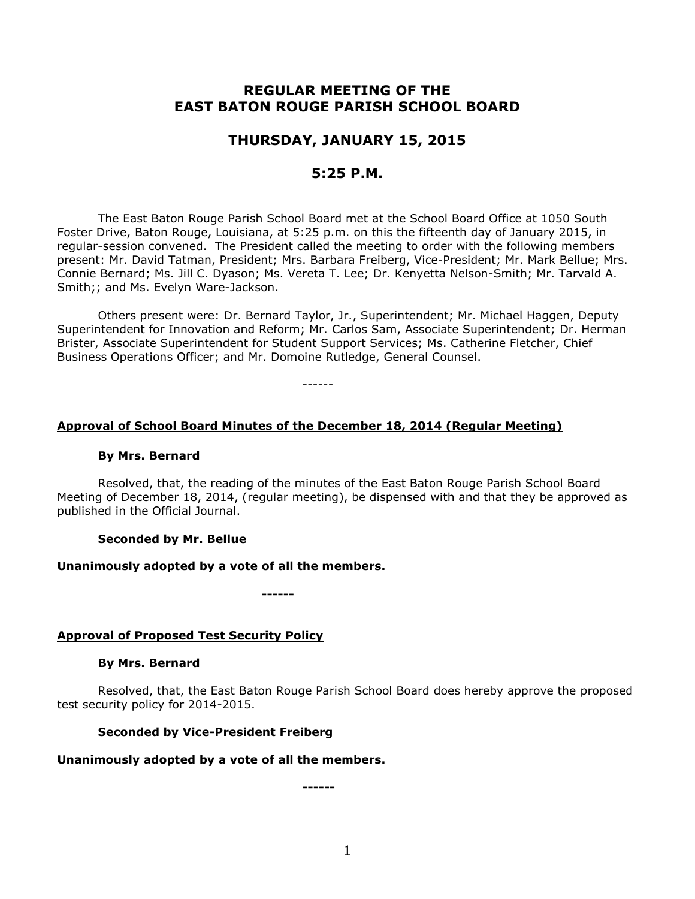# REGULAR MEETING OF THE EAST BATON ROUGE PARISH SCHOOL BOARD

## THURSDAY, JANUARY 15, 2015

## 5:25 P.M.

The East Baton Rouge Parish School Board met at the School Board Office at 1050 South Foster Drive, Baton Rouge, Louisiana, at 5:25 p.m. on this the fifteenth day of January 2015, in regular-session convened. The President called the meeting to order with the following members present: Mr. David Tatman, President; Mrs. Barbara Freiberg, Vice-President; Mr. Mark Bellue; Mrs. Connie Bernard; Ms. Jill C. Dyason; Ms. Vereta T. Lee; Dr. Kenyetta Nelson-Smith; Mr. Tarvald A. Smith;; and Ms. Evelyn Ware-Jackson.

Others present were: Dr. Bernard Taylor, Jr., Superintendent; Mr. Michael Haggen, Deputy Superintendent for Innovation and Reform; Mr. Carlos Sam, Associate Superintendent; Dr. Herman Brister, Associate Superintendent for Student Support Services; Ms. Catherine Fletcher, Chief Business Operations Officer; and Mr. Domoine Rutledge, General Counsel.

------

**Approval of School Board Minutes of the December 18, 2014 (Regular Meeting)**

**By Mrs. Bernard**

Resolved, that, the reading of the minutes of the East Baton Rouge Parish School Board Meeting of December 18, 2014, (regular meeting), be dispensed with and that they be approved as published in the Official Journal.

**Seconded by Mr. Bellue**

**Unanimously adopted by a vote of all the members.**

**------**

**Approval of Proposed Test Security Policy**

**By Mrs. Bernard**

Resolved, that, the East Baton Rouge Parish School Board does hereby approve the proposed test security policy for 2014-2015.

**Seconded by Vice-President Freiberg**

**Unanimously adopted by a vote of all the members.**

**------**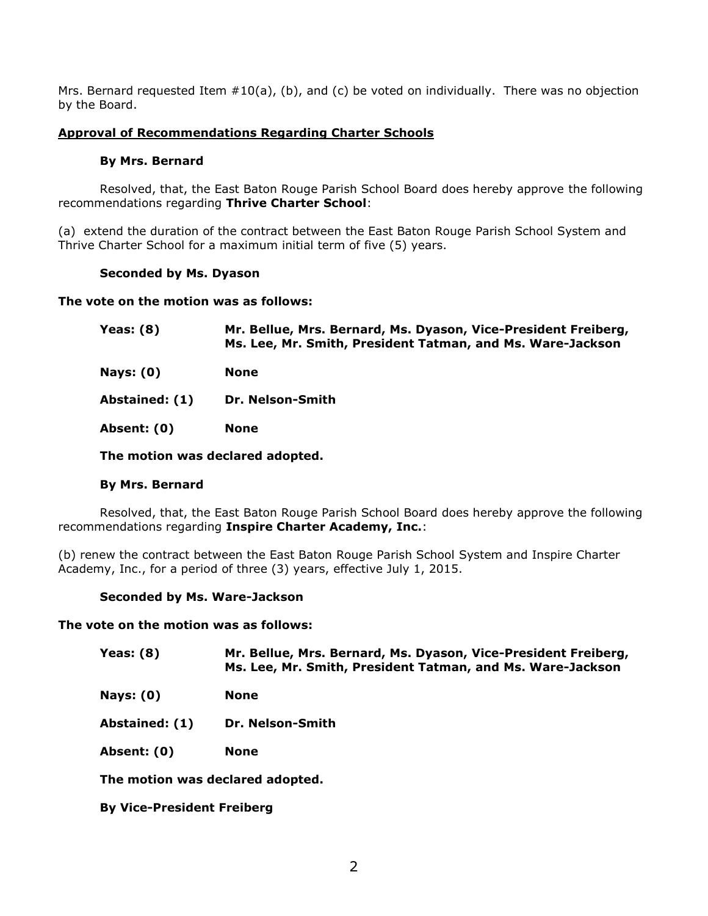Mrs. Bernard requested Item #10(a), (b), and (c) be voted on individually. There was no objection by the Board.

**Approval of Recommendations Regarding Charter Schools**

**By Mrs. Bernard**

Resolved, that, the East Baton Rouge Parish School Board does hereby approve the following recommendations regarding **Thrive Charter School**:

(a) extend the duration of the contract between the East Baton Rouge Parish School System and Thrive Charter School for a maximum initial term of five (5) years.

**Seconded by Ms. Dyason**

**The vote on the motion was as follows:**

| | |
|---|---|
| **Yeas: (8)** | **Mr. Bellue, Mrs. Bernard, Ms. Dyason, Vice-President Freiberg, Ms. Lee, Mr. Smith, President Tatman, and Ms. Ware-Jackson** |
| **Nays: (0)** | **None** |
| **Abstained: (1)** | **Dr. Nelson-Smith** |
| **Absent: (0)** | **None** |

**The motion was declared adopted.**

**By Mrs. Bernard**

Resolved, that, the East Baton Rouge Parish School Board does hereby approve the following recommendations regarding **Inspire Charter Academy, Inc.**:

(b) renew the contract between the East Baton Rouge Parish School System and Inspire Charter Academy, Inc., for a period of three (3) years, effective July 1, 2015.

**Seconded by Ms. Ware-Jackson**

**The vote on the motion was as follows:**

| | |
|---|---|
| **Yeas: (8)** | **Mr. Bellue, Mrs. Bernard, Ms. Dyason, Vice-President Freiberg, Ms. Lee, Mr. Smith, President Tatman, and Ms. Ware-Jackson** |
| **Nays: (0)** | **None** |
| **Abstained: (1)** | **Dr. Nelson-Smith** |
| **Absent: (0)** | **None** |

**The motion was declared adopted.**

**By Vice-President Freiberg**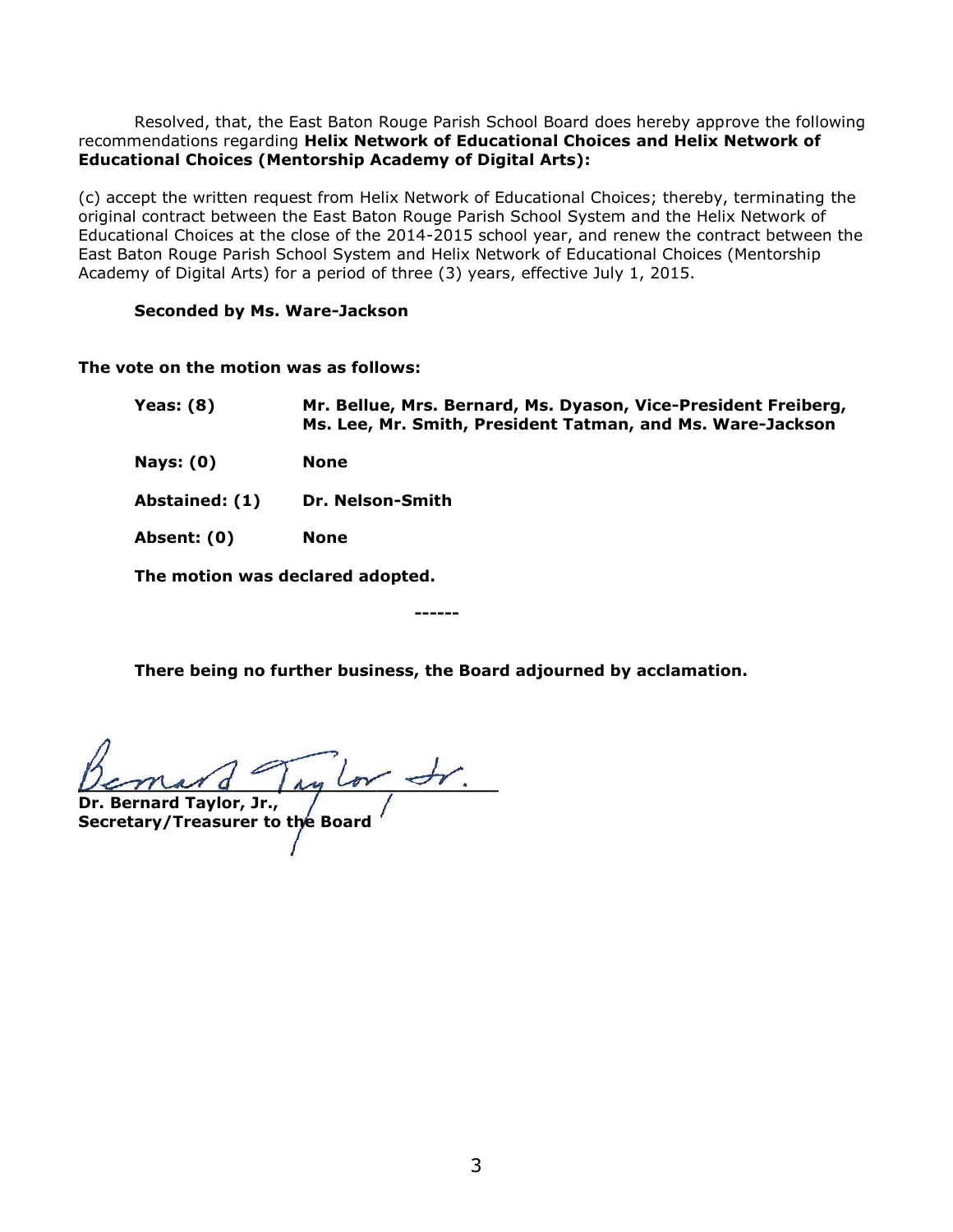Resolved, that, the East Baton Rouge Parish School Board does hereby approve the following recommendations regarding **Helix Network of Educational Choices and Helix Network of Educational Choices (Mentorship Academy of Digital Arts):**

(c) accept the written request from Helix Network of Educational Choices; thereby, terminating the original contract between the East Baton Rouge Parish School System and the Helix Network of Educational Choices at the close of the 2014-2015 school year, and renew the contract between the East Baton Rouge Parish School System and Helix Network of Educational Choices (Mentorship Academy of Digital Arts) for a period of three (3) years, effective July 1, 2015.

**Seconded by Ms. Ware-Jackson**

**The vote on the motion was as follows:**

| | |
|---|---|
| **Yeas: (8)** | **Mr. Bellue, Mrs. Bernard, Ms. Dyason, Vice-President Freiberg, Ms. Lee, Mr. Smith, President Tatman, and Ms. Ware-Jackson** |
| **Nays: (0)** | **None** |
| **Abstained: (1)** | **Dr. Nelson-Smith** |
| **Absent: (0)** | **None** |

**The motion was declared adopted.**

------

**There being no further business, the Board adjourned by acclamation.**

Bernard Taylor Jr.

**Dr. Bernard Taylor, Jr.,**
**Secretary/Treasurer to the Board**